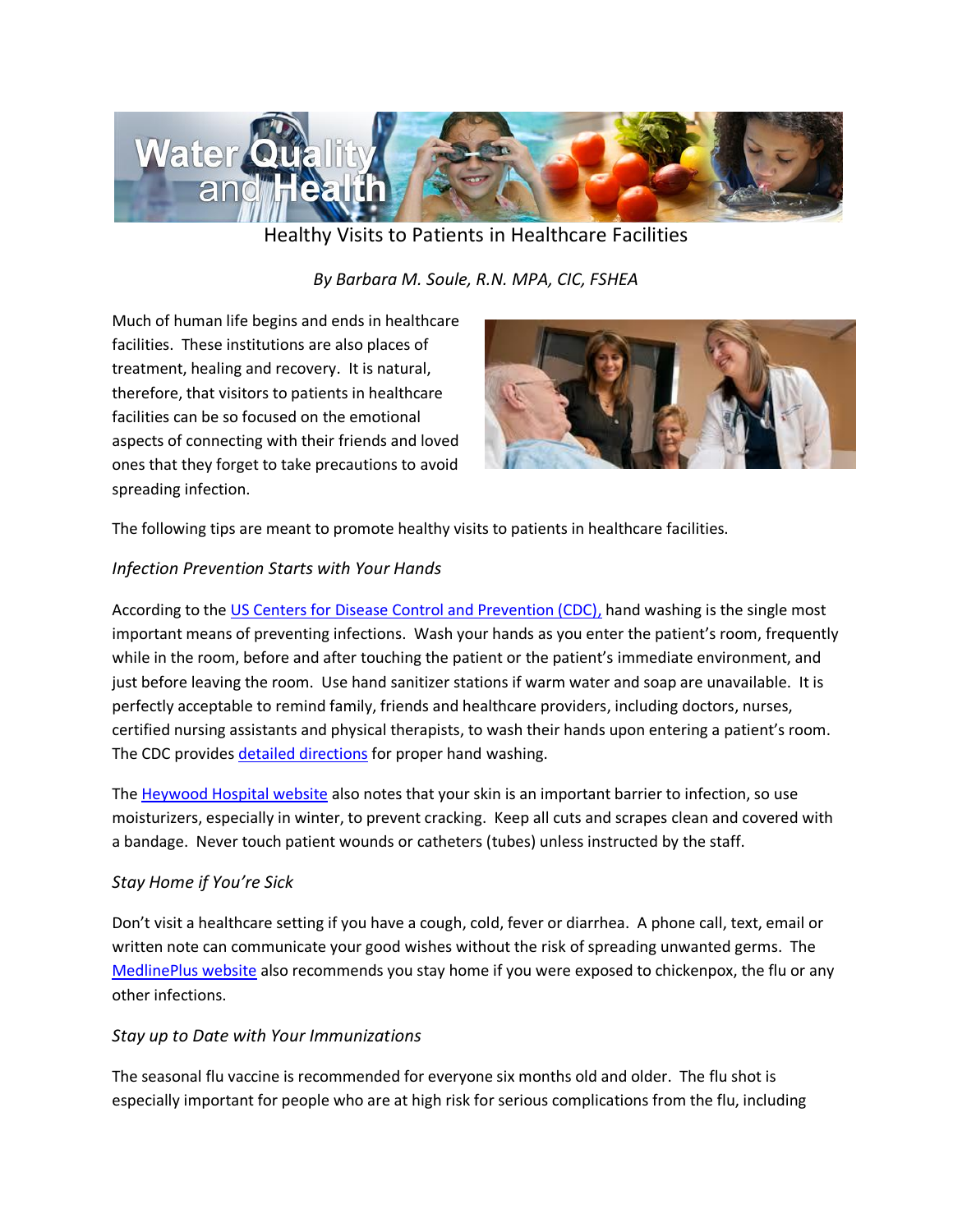# Healthy Visits to Patients in Healthcare Facilities

*By Barbara M. Soule, R.N. MPA, CIC, FSHEA*

Much of human life begins and ends in healthcare facilities. These institutions are also places of treatment, healing and recovery. It is natural, therefore, that visitors to patients in healthcare facilities can be so focused on the emotional aspects of connecting with their friends and loved ones that they forget to take precautions to avoid spreading infection.

The following tips are meant to promote healthy visits to patients in healthcare facilities.

## *Infection Prevention Starts with Your Hands*

According to the US Centers for Disease Control and Prevention (CDC), hand washing is the single most important means of preventing infections. Wash your hands as you enter the patient's room, frequently while in the room, before and after touching the patient or the patient's immediate environment, and just before leaving the room. Use hand sanitizer stations if warm water and soap are unavailable. It is perfectly acceptable to remind family, friends and healthcare providers, including doctors, nurses, certified nursing assistants and physical therapists, to wash their hands upon entering a patient's room. The CDC provides detailed directions for proper hand washing.

The Heywood Hospital website also notes that your skin is an important barrier to infection, so use moisturizers, especially in winter, to prevent cracking. Keep all cuts and scrapes clean and covered with a bandage. Never touch patient wounds or catheters (tubes) unless instructed by the staff.

## *Stay Home if You're Sick*

Don't visit a healthcare setting if you have a cough, cold, fever or diarrhea. A phone call, text, email or written note can communicate your good wishes without the risk of spreading unwanted germs. The MedlinePlus website also recommends you stay home if you were exposed to chickenpox, the flu or any other infections.

## *Stay up to Date with Your Immunizations*

The seasonal flu vaccine is recommended for everyone six months old and older. The flu shot is especially important for people who are at high risk for serious complications from the flu, including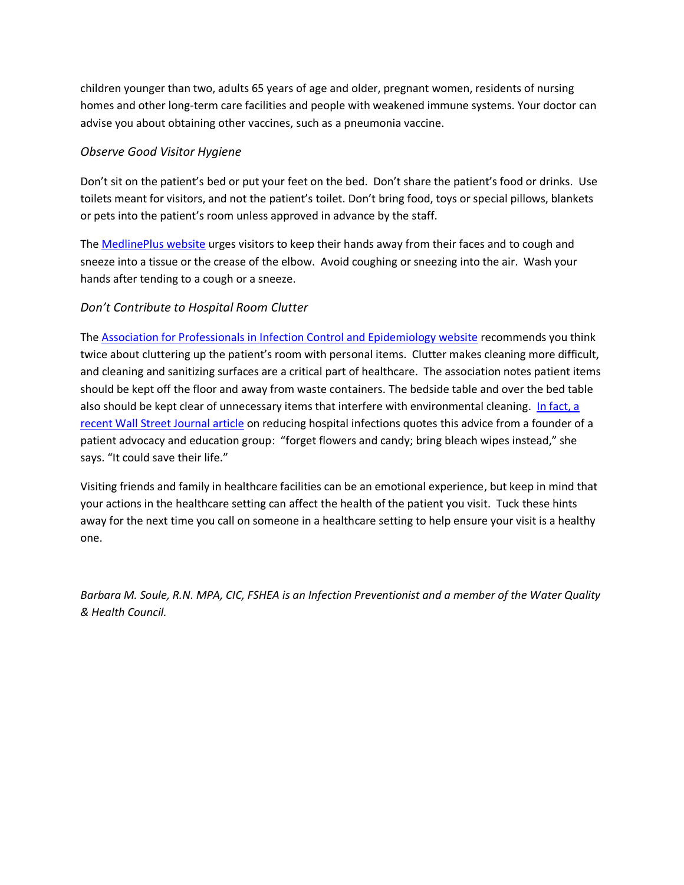children younger than two, adults 65 years of age and older, pregnant women, residents of nursing homes and other long-term care facilities and people with weakened immune systems. Your doctor can advise you about obtaining other vaccines, such as a pneumonia vaccine.

*Observe Good Visitor Hygiene*

Don't sit on the patient's bed or put your feet on the bed. Don't share the patient's food or drinks. Use toilets meant for visitors, and not the patient's toilet. Don't bring food, toys or special pillows, blankets or pets into the patient's room unless approved in advance by the staff.

The MedlinePlus website urges visitors to keep their hands away from their faces and to cough and sneeze into a tissue or the crease of the elbow. Avoid coughing or sneezing into the air. Wash your hands after tending to a cough or a sneeze.

*Don't Contribute to Hospital Room Clutter*

The Association for Professionals in Infection Control and Epidemiology website recommends you think twice about cluttering up the patient's room with personal items. Clutter makes cleaning more difficult, and cleaning and sanitizing surfaces are a critical part of healthcare. The association notes patient items should be kept off the floor and away from waste containers. The bedside table and over the bed table also should be kept clear of unnecessary items that interfere with environmental cleaning. In fact, a recent Wall Street Journal article on reducing hospital infections quotes this advice from a founder of a patient advocacy and education group: "forget flowers and candy; bring bleach wipes instead," she says. "It could save their life."

Visiting friends and family in healthcare facilities can be an emotional experience, but keep in mind that your actions in the healthcare setting can affect the health of the patient you visit. Tuck these hints away for the next time you call on someone in a healthcare setting to help ensure your visit is a healthy one.

*Barbara M. Soule, R.N. MPA, CIC, FSHEA is an Infection Preventionist and a member of the Water Quality & Health Council.*